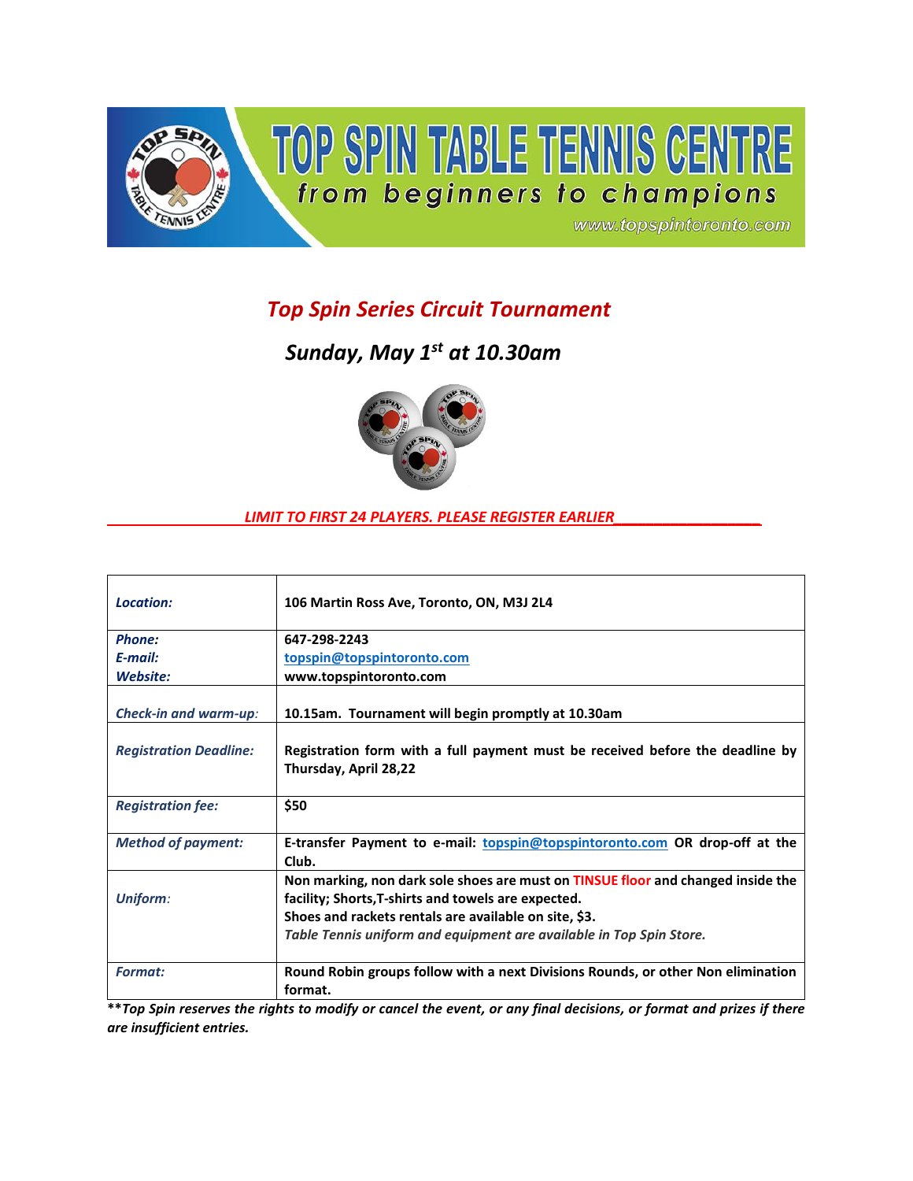# TOP SPIN TABLE TENNIS CENTRE

*from beginners to champions*

www.topspintoronto.com

## *Top Spin Series Circuit Tournament*

## *Sunday, May 1st at 10.30am*

***LIMIT TO FIRST 24 PLAYERS. PLEASE REGISTER EARLIER***

| | |
|---|---|
| ***Location:*** | **106 Martin Ross Ave, Toronto, ON, M3J 2L4** |
| ***Phone:***<br>***E-mail:***<br>***Website:*** | **647-298-2243**<br>**topspin@topspintoronto.com**<br>**www.topspintoronto.com** |
| ***Check-in and warm-up:*** | **10.15am. Tournament will begin promptly at 10.30am** |
| ***Registration Deadline:*** | **Registration form with a full payment must be received before the deadline by Thursday, April 28,22** |
| ***Registration fee:*** | **$50** |
| ***Method of payment:*** | **E-transfer Payment to e-mail: topspin@topspintoronto.com OR drop-off at the Club.** |
| ***Uniform:*** | **Non marking, non dark sole shoes are must on TINSUE floor and changed inside the facility; Shorts,T-shirts and towels are expected.**<br>**Shoes and rackets rentals are available on site, $3.**<br>***Table Tennis uniform and equipment are available in Top Spin Store.*** |
| ***Format:*** | **Round Robin groups follow with a next Divisions Rounds, or other Non elimination format.** |

***Top Spin reserves the rights to modify or cancel the event, or any final decisions, or format and prizes if there are insufficient entries.***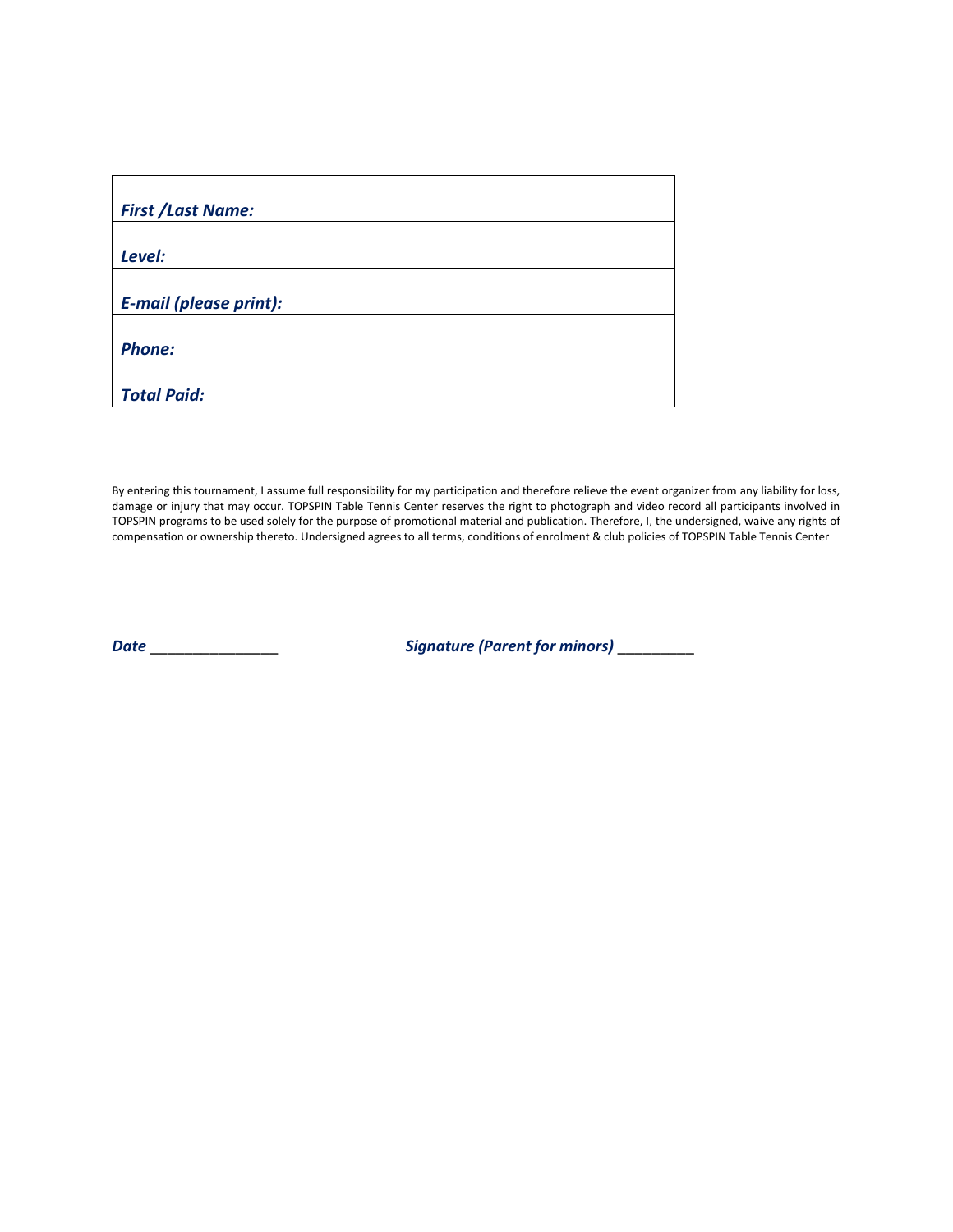| | |
|---|---|
| ***First /Last Name:*** | |
| ***Level:*** | |
| ***E-mail (please print):*** | |
| ***Phone:*** | |
| ***Total Paid:*** | |

By entering this tournament, I assume full responsibility for my participation and therefore relieve the event organizer from any liability for loss, damage or injury that may occur. TOPSPIN Table Tennis Center reserves the right to photograph and video record all participants involved in TOPSPIN programs to be used solely for the purpose of promotional material and publication. Therefore, I, the undersigned, waive any rights of compensation or ownership thereto. Undersigned agrees to all terms, conditions of enrolment & club policies of TOPSPIN Table Tennis Center

***Date*** _______________ ***Signature (Parent for minors)*** _________